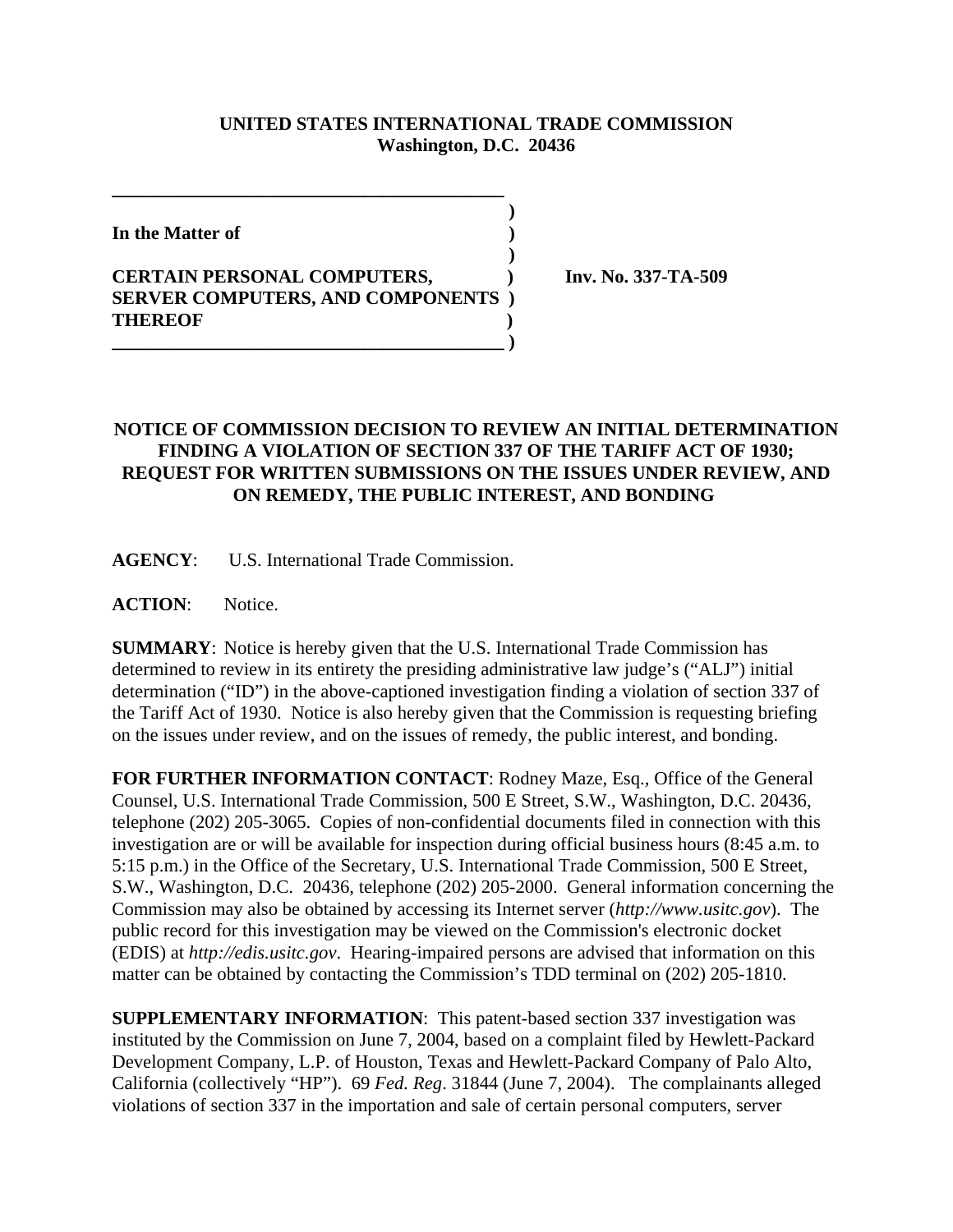**UNITED STATES INTERNATIONAL TRADE COMMISSION**
**Washington, D.C. 20436**

| | |
|---|---|
| **In the Matter of** | |
| **CERTAIN PERSONAL COMPUTERS, SERVER COMPUTERS, AND COMPONENTS THEREOF** | **Inv. No. 337-TA-509** |

## NOTICE OF COMMISSION DECISION TO REVIEW AN INITIAL DETERMINATION FINDING A VIOLATION OF SECTION 337 OF THE TARIFF ACT OF 1930; REQUEST FOR WRITTEN SUBMISSIONS ON THE ISSUES UNDER REVIEW, AND ON REMEDY, THE PUBLIC INTEREST, AND BONDING

**AGENCY**: U.S. International Trade Commission.

**ACTION**: Notice.

**SUMMARY**: Notice is hereby given that the U.S. International Trade Commission has determined to review in its entirety the presiding administrative law judge's ("ALJ") initial determination ("ID") in the above-captioned investigation finding a violation of section 337 of the Tariff Act of 1930. Notice is also hereby given that the Commission is requesting briefing on the issues under review, and on the issues of remedy, the public interest, and bonding.

**FOR FURTHER INFORMATION CONTACT**: Rodney Maze, Esq., Office of the General Counsel, U.S. International Trade Commission, 500 E Street, S.W., Washington, D.C. 20436, telephone (202) 205-3065. Copies of non-confidential documents filed in connection with this investigation are or will be available for inspection during official business hours (8:45 a.m. to 5:15 p.m.) in the Office of the Secretary, U.S. International Trade Commission, 500 E Street, S.W., Washington, D.C. 20436, telephone (202) 205-2000. General information concerning the Commission may also be obtained by accessing its Internet server (*http://www.usitc.gov*). The public record for this investigation may be viewed on the Commission's electronic docket (EDIS) at *http://edis.usitc.gov*. Hearing-impaired persons are advised that information on this matter can be obtained by contacting the Commission's TDD terminal on (202) 205-1810.

**SUPPLEMENTARY INFORMATION**: This patent-based section 337 investigation was instituted by the Commission on June 7, 2004, based on a complaint filed by Hewlett-Packard Development Company, L.P. of Houston, Texas and Hewlett-Packard Company of Palo Alto, California (collectively "HP"). 69 *Fed. Reg*. 31844 (June 7, 2004). The complainants alleged violations of section 337 in the importation and sale of certain personal computers, server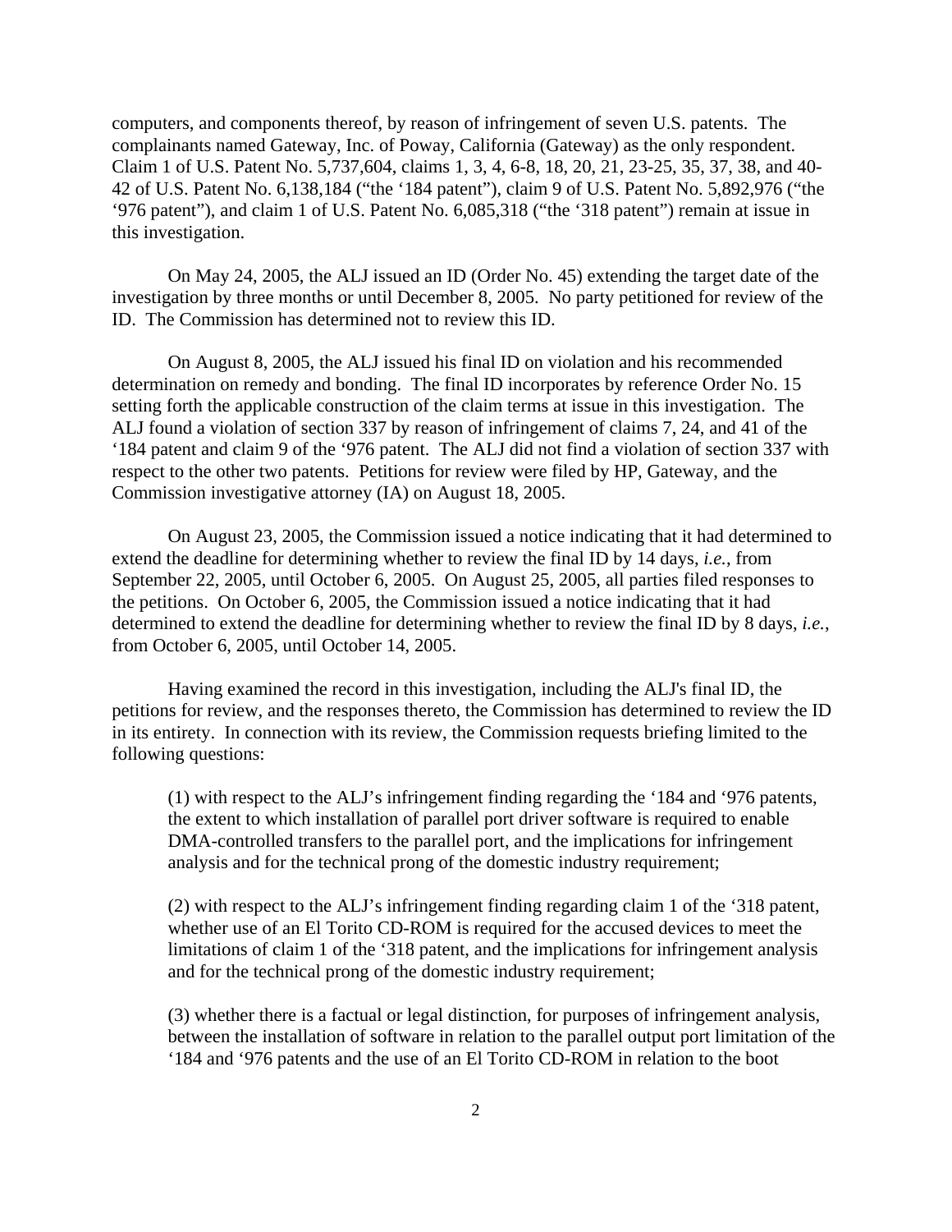computers, and components thereof, by reason of infringement of seven U.S. patents. The complainants named Gateway, Inc. of Poway, California (Gateway) as the only respondent. Claim 1 of U.S. Patent No. 5,737,604, claims 1, 3, 4, 6-8, 18, 20, 21, 23-25, 35, 37, 38, and 40-42 of U.S. Patent No. 6,138,184 ("the '184 patent"), claim 9 of U.S. Patent No. 5,892,976 ("the '976 patent"), and claim 1 of U.S. Patent No. 6,085,318 ("the '318 patent") remain at issue in this investigation.

On May 24, 2005, the ALJ issued an ID (Order No. 45) extending the target date of the investigation by three months or until December 8, 2005. No party petitioned for review of the ID. The Commission has determined not to review this ID.

On August 8, 2005, the ALJ issued his final ID on violation and his recommended determination on remedy and bonding. The final ID incorporates by reference Order No. 15 setting forth the applicable construction of the claim terms at issue in this investigation. The ALJ found a violation of section 337 by reason of infringement of claims 7, 24, and 41 of the '184 patent and claim 9 of the '976 patent. The ALJ did not find a violation of section 337 with respect to the other two patents. Petitions for review were filed by HP, Gateway, and the Commission investigative attorney (IA) on August 18, 2005.

On August 23, 2005, the Commission issued a notice indicating that it had determined to extend the deadline for determining whether to review the final ID by 14 days, *i.e.*, from September 22, 2005, until October 6, 2005. On August 25, 2005, all parties filed responses to the petitions. On October 6, 2005, the Commission issued a notice indicating that it had determined to extend the deadline for determining whether to review the final ID by 8 days, *i.e.*, from October 6, 2005, until October 14, 2005.

Having examined the record in this investigation, including the ALJ's final ID, the petitions for review, and the responses thereto, the Commission has determined to review the ID in its entirety. In connection with its review, the Commission requests briefing limited to the following questions:

> (1) with respect to the ALJ's infringement finding regarding the '184 and '976 patents, the extent to which installation of parallel port driver software is required to enable DMA-controlled transfers to the parallel port, and the implications for infringement analysis and for the technical prong of the domestic industry requirement;
>
> (2) with respect to the ALJ's infringement finding regarding claim 1 of the '318 patent, whether use of an El Torito CD-ROM is required for the accused devices to meet the limitations of claim 1 of the '318 patent, and the implications for infringement analysis and for the technical prong of the domestic industry requirement;
>
> (3) whether there is a factual or legal distinction, for purposes of infringement analysis, between the installation of software in relation to the parallel output port limitation of the '184 and '976 patents and the use of an El Torito CD-ROM in relation to the boot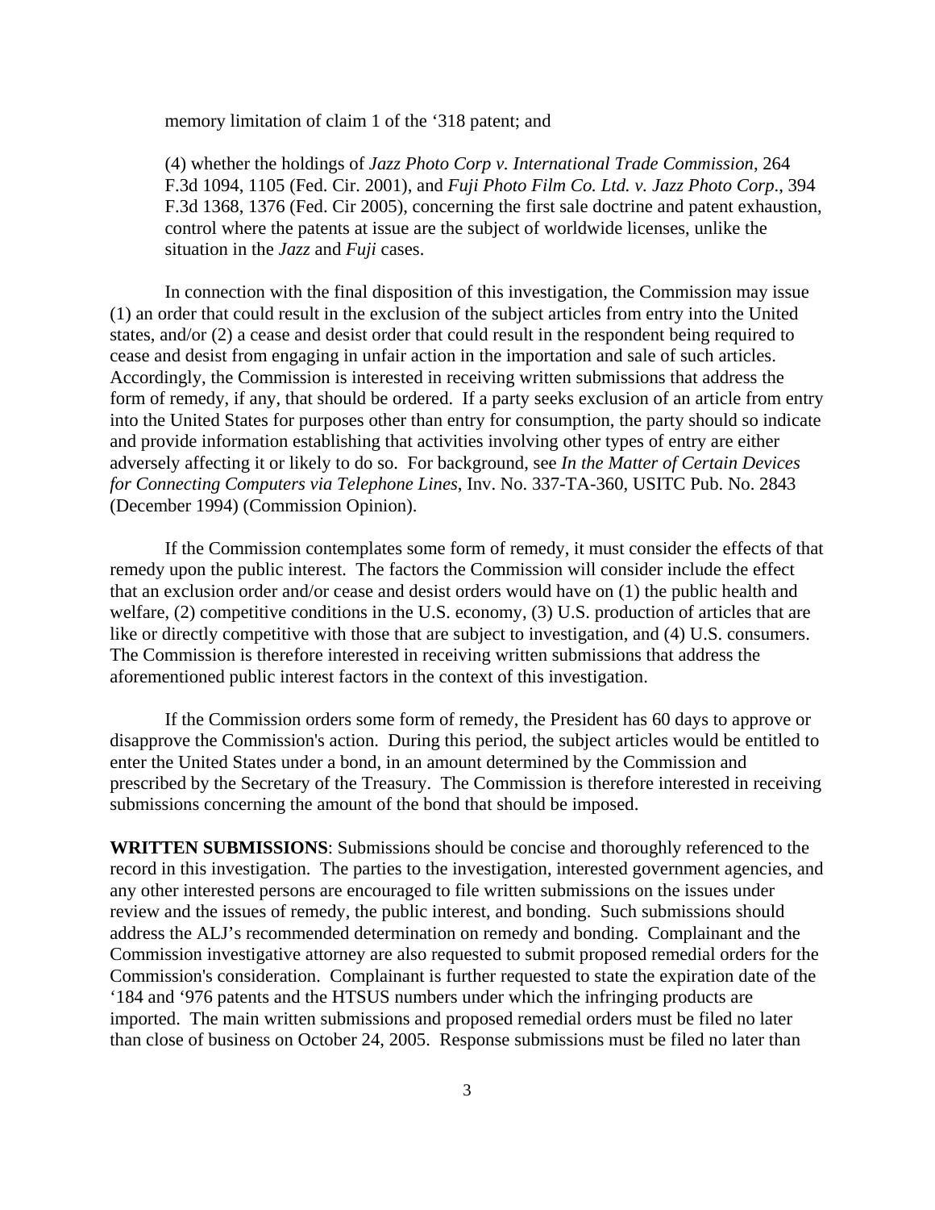memory limitation of claim 1 of the '318 patent; and

(4) whether the holdings of *Jazz Photo Corp v. International Trade Commission*, 264 F.3d 1094, 1105 (Fed. Cir. 2001), and *Fuji Photo Film Co. Ltd. v. Jazz Photo Corp*., 394 F.3d 1368, 1376 (Fed. Cir 2005), concerning the first sale doctrine and patent exhaustion, control where the patents at issue are the subject of worldwide licenses, unlike the situation in the *Jazz* and *Fuji* cases.

In connection with the final disposition of this investigation, the Commission may issue (1) an order that could result in the exclusion of the subject articles from entry into the United states, and/or (2) a cease and desist order that could result in the respondent being required to cease and desist from engaging in unfair action in the importation and sale of such articles. Accordingly, the Commission is interested in receiving written submissions that address the form of remedy, if any, that should be ordered. If a party seeks exclusion of an article from entry into the United States for purposes other than entry for consumption, the party should so indicate and provide information establishing that activities involving other types of entry are either adversely affecting it or likely to do so. For background, see *In the Matter of Certain Devices for Connecting Computers via Telephone Lines*, Inv. No. 337-TA-360, USITC Pub. No. 2843 (December 1994) (Commission Opinion).

If the Commission contemplates some form of remedy, it must consider the effects of that remedy upon the public interest. The factors the Commission will consider include the effect that an exclusion order and/or cease and desist orders would have on (1) the public health and welfare, (2) competitive conditions in the U.S. economy, (3) U.S. production of articles that are like or directly competitive with those that are subject to investigation, and (4) U.S. consumers. The Commission is therefore interested in receiving written submissions that address the aforementioned public interest factors in the context of this investigation.

If the Commission orders some form of remedy, the President has 60 days to approve or disapprove the Commission's action. During this period, the subject articles would be entitled to enter the United States under a bond, in an amount determined by the Commission and prescribed by the Secretary of the Treasury. The Commission is therefore interested in receiving submissions concerning the amount of the bond that should be imposed.

**WRITTEN SUBMISSIONS**: Submissions should be concise and thoroughly referenced to the record in this investigation. The parties to the investigation, interested government agencies, and any other interested persons are encouraged to file written submissions on the issues under review and the issues of remedy, the public interest, and bonding. Such submissions should address the ALJ's recommended determination on remedy and bonding. Complainant and the Commission investigative attorney are also requested to submit proposed remedial orders for the Commission's consideration. Complainant is further requested to state the expiration date of the '184 and '976 patents and the HTSUS numbers under which the infringing products are imported. The main written submissions and proposed remedial orders must be filed no later than close of business on October 24, 2005. Response submissions must be filed no later than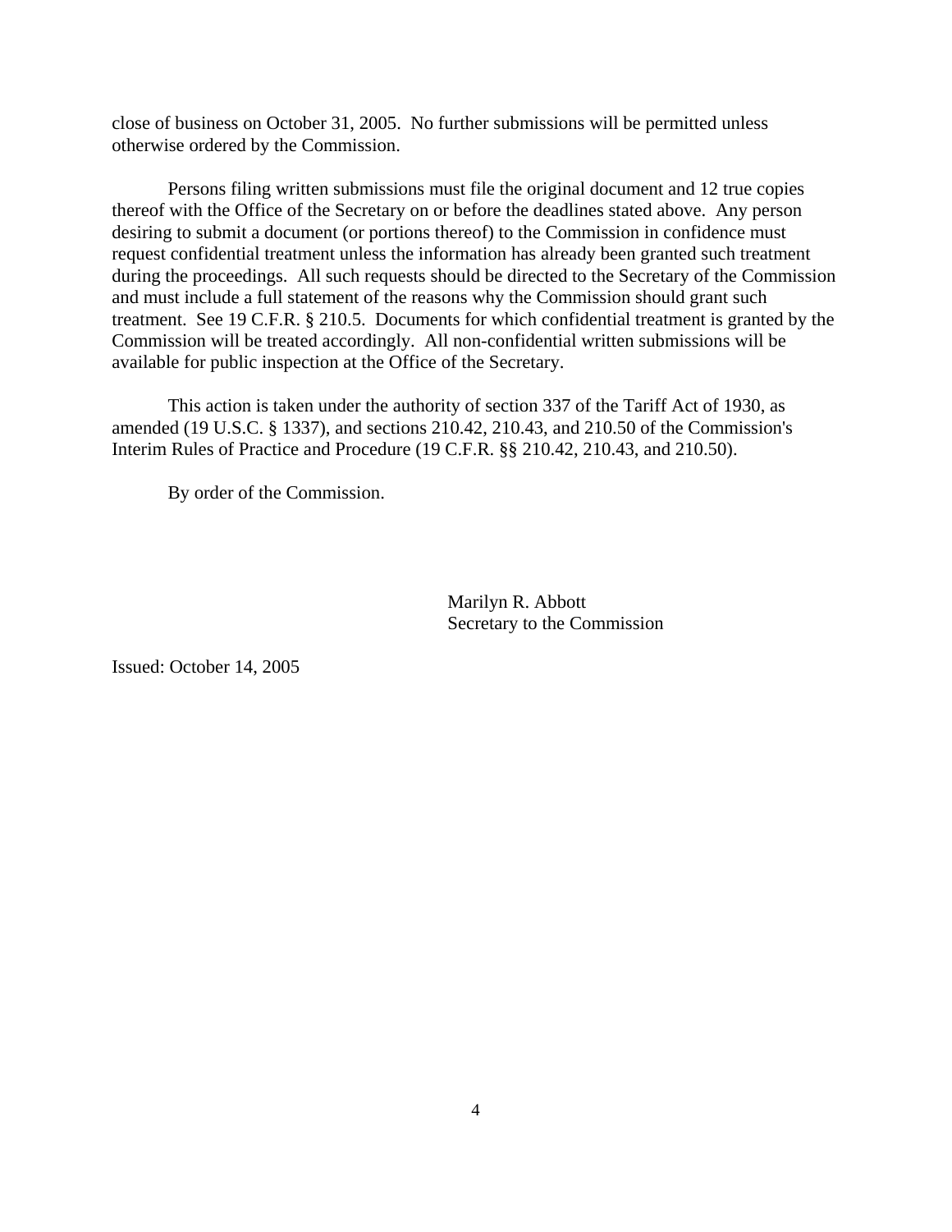close of business on October 31, 2005. No further submissions will be permitted unless otherwise ordered by the Commission.

Persons filing written submissions must file the original document and 12 true copies thereof with the Office of the Secretary on or before the deadlines stated above. Any person desiring to submit a document (or portions thereof) to the Commission in confidence must request confidential treatment unless the information has already been granted such treatment during the proceedings. All such requests should be directed to the Secretary of the Commission and must include a full statement of the reasons why the Commission should grant such treatment. See 19 C.F.R. § 210.5. Documents for which confidential treatment is granted by the Commission will be treated accordingly. All non-confidential written submissions will be available for public inspection at the Office of the Secretary.

This action is taken under the authority of section 337 of the Tariff Act of 1930, as amended (19 U.S.C. § 1337), and sections 210.42, 210.43, and 210.50 of the Commission's Interim Rules of Practice and Procedure (19 C.F.R. §§ 210.42, 210.43, and 210.50).

By order of the Commission.

Marilyn R. Abbott
Secretary to the Commission

Issued: October 14, 2005